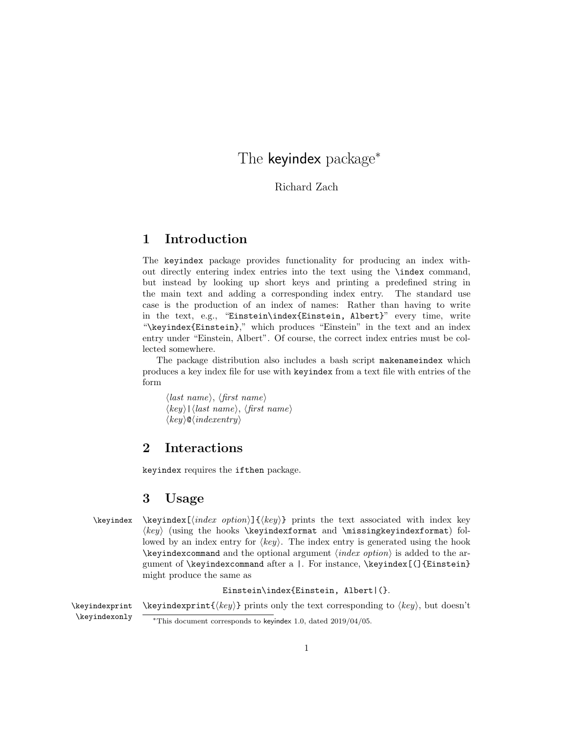# The keyindex package*

Richard Zach

## 1 Introduction

The `keyindex` package provides functionality for producing an index without directly entering index entries into the text using the `\index` command, but instead by looking up short keys and printing a predefined string in the main text and adding a corresponding index entry. The standard use case is the production of an index of names: Rather than having to write in the text, e.g., "`Einstein\index{Einstein, Albert}`" every time, write "`\keyindex{Einstein}`," which produces "Einstein" in the text and an index entry under "Einstein, Albert". Of course, the correct index entries must be collected somewhere.

The package distribution also includes a bash script `makenameindex` which produces a key index file for use with `keyindex` from a text file with entries of the form

⟨*last name*⟩, ⟨*first name*⟩
⟨*key*⟩`|`⟨*last name*⟩, ⟨*first name*⟩
⟨*key*⟩`@`⟨*indexentry*⟩

## 2 Interactions

`keyindex` requires the `ifthen` package.

## 3 Usage

`\keyindex`

`\keyindex[`⟨*index option*⟩`]{`⟨*key*⟩`}` prints the text associated with index key ⟨*key*⟩ (using the hooks `\keyindexformat` and `\missingkeyindexformat`) followed by an index entry for ⟨*key*⟩. The index entry is generated using the hook `\keyindexcommand` and the optional argument ⟨*index option*⟩ is added to the argument of `\keyindexcommand` after a `|`. For instance, `\keyindex[(]{Einstein}` might produce the same as

`Einstein\index{Einstein, Albert|(}`.

`\keyindexprint`
`\keyindexonly`

`\keyindexprint{`⟨*key*⟩`}` prints only the text corresponding to ⟨*key*⟩, but doesn't

*This document corresponds to keyindex 1.0, dated 2019/04/05.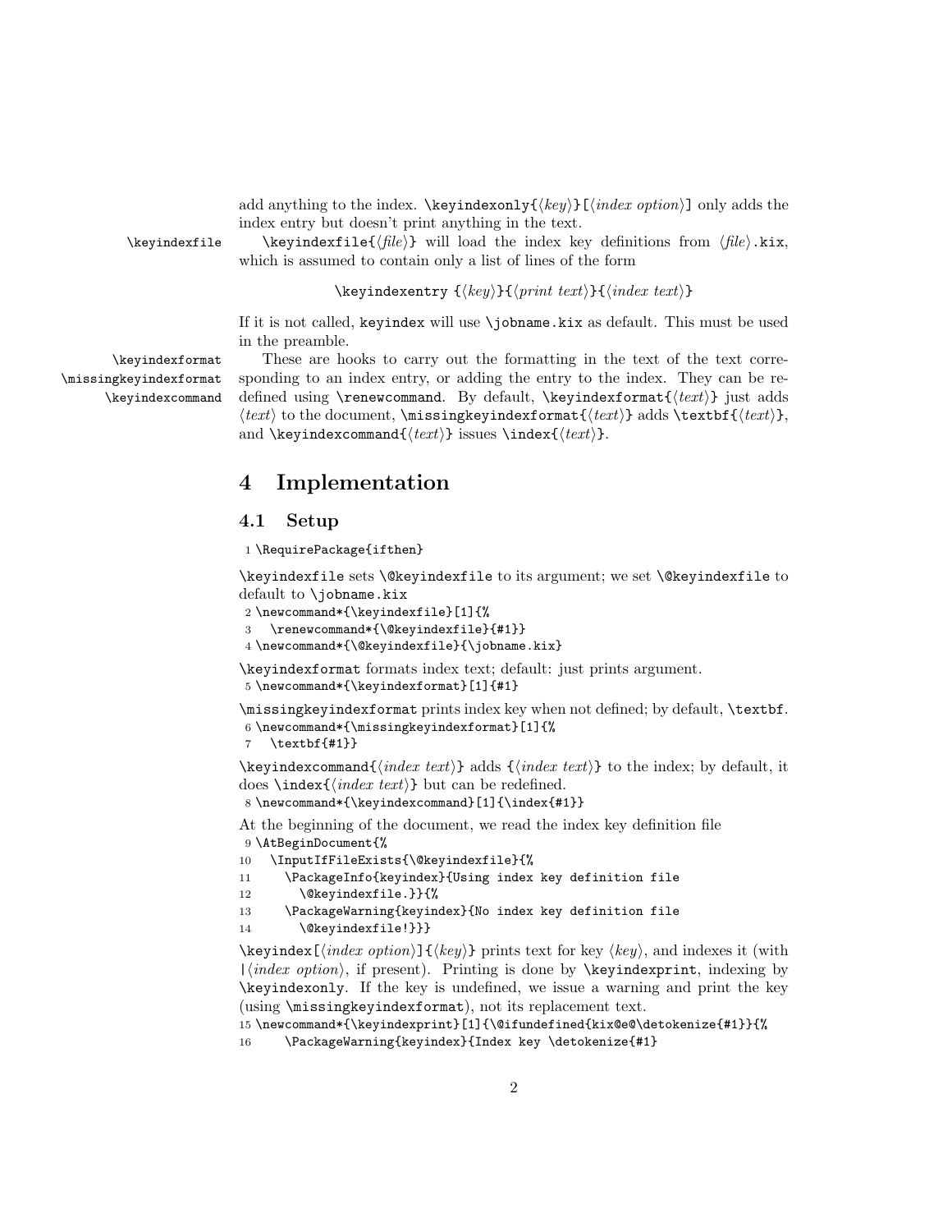add anything to the index. `\keyindexonly{⟨key⟩}[⟨index option⟩]` only adds the index entry but doesn't print anything in the text.

`\keyindexfile` — `\keyindexfile{⟨file⟩}` will load the index key definitions from ⟨file⟩`.kix`, which is assumed to contain only a list of lines of the form

`\keyindexentry {⟨key⟩}{⟨print text⟩}{⟨index text⟩}`

If it is not called, `keyindex` will use `\jobname.kix` as default. This must be used in the preamble.

`\keyindexformat`, `\missingkeyindexformat`, `\keyindexcommand` — These are hooks to carry out the formatting in the text of the text corresponding to an index entry, or adding the entry to the index. They can be redefined using `\renewcommand`. By default, `\keyindexformat{⟨text⟩}` just adds ⟨text⟩ to the document, `\missingkeyindexformat{⟨text⟩}` adds `\textbf{⟨text⟩}`, and `\keyindexcommand{⟨text⟩}` issues `\index{⟨text⟩}`.

# 4 Implementation

## 4.1 Setup

```
1 \RequirePackage{ifthen}
```

`\keyindexfile` sets `\@keyindexfile` to its argument; we set `\@keyindexfile` to default to `\jobname.kix`

```
2 \newcommand*{\keyindexfile}[1]{%
3   \renewcommand*{\@keyindexfile}{#1}}
4 \newcommand*{\@keyindexfile}{\jobname.kix}
```

`\keyindexformat` formats index text; default: just prints argument.

```
5 \newcommand*{\keyindexformat}[1]{#1}
```

`\missingkeyindexformat` prints index key when not defined; by default, `\textbf`.

```
6 \newcommand*{\missingkeyindexformat}[1]{%
7   \textbf{#1}}
```

`\keyindexcommand{⟨index text⟩}` adds `{⟨index text⟩}` to the index; by default, it does `\index{⟨index text⟩}` but can be redefined.

```
8 \newcommand*{\keyindexcommand}[1]{\index{#1}}
```

At the beginning of the document, we read the index key definition file

```
9 \AtBeginDocument{%
10   \InputIfFileExists{\@keyindexfile}{%
11     \PackageInfo{keyindex}{Using index key definition file
12       \@keyindexfile.}}{%
13     \PackageWarning{keyindex}{No index key definition file
14       \@keyindexfile!}}}
```

`\keyindex[⟨index option⟩]{⟨key⟩}` prints text for key ⟨key⟩, and indexes it (with `|`⟨index option⟩, if present). Printing is done by `\keyindexprint`, indexing by `\keyindexonly`. If the key is undefined, we issue a warning and print the key (using `\missingkeyindexformat`), not its replacement text.

```
15 \newcommand*{\keyindexprint}[1]{\@ifundefined{kix@e@\detokenize{#1}}{%
16     \PackageWarning{keyindex}{Index key \detokenize{#1}
```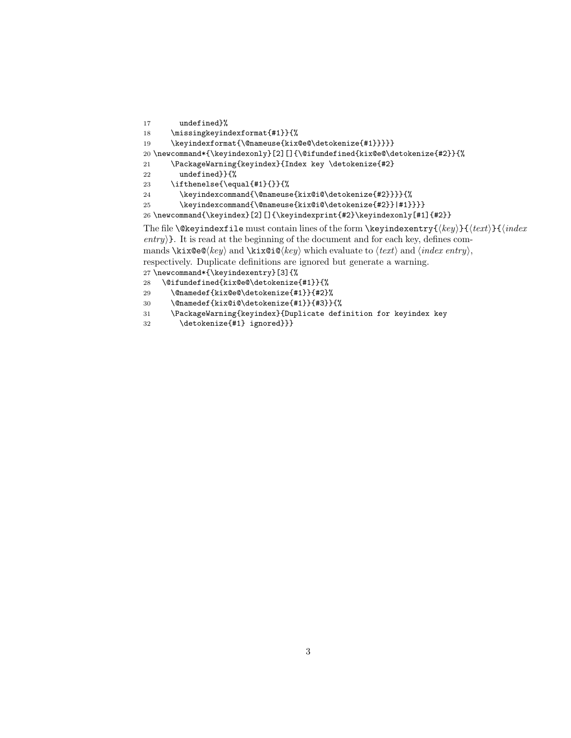```
17        undefined}%
18      \missingkeyindexformat{#1}}{%
19      \keyindexformat{\@nameuse{kix@e@\detokenize{#1}}}}}
20 \newcommand*{\keyindexonly}[2][]{\@ifundefined{kix@e@\detokenize{#2}}{%
21      \PackageWarning{keyindex}{Index key \detokenize{#2}
22        undefined}}{%
23      \ifthenelse{\equal{#1}{}}{%
24        \keyindexcommand{\@nameuse{kix@i@\detokenize{#2}}}}{%
25        \keyindexcommand{\@nameuse{kix@i@\detokenize{#2}}|#1}}}}
26 \newcommand{\keyindex}[2][]{\keyindexprint{#2}\keyindexonly[#1]{#2}}
```

The file `\@keyindexfile` must contain lines of the form `\keyindexentry{`⟨*key*⟩`}{`⟨*text*⟩`}{`⟨*index entry*⟩`}`. It is read at the beginning of the document and for each key, defines commands `\kix@e@`⟨*key*⟩ and `\kix@i@`⟨*key*⟩ which evaluate to ⟨*text*⟩ and ⟨*index entry*⟩, respectively. Duplicate definitions are ignored but generate a warning.

```
27 \newcommand*{\keyindexentry}[3]{%
28    \@ifundefined{kix@e@\detokenize{#1}}{%
29      \@namedef{kix@e@\detokenize{#1}}{#2}%
30      \@namedef{kix@i@\detokenize{#1}}{#3}}{%
31      \PackageWarning{keyindex}{Duplicate definition for keyindex key
32        \detokenize{#1} ignored}}}
```